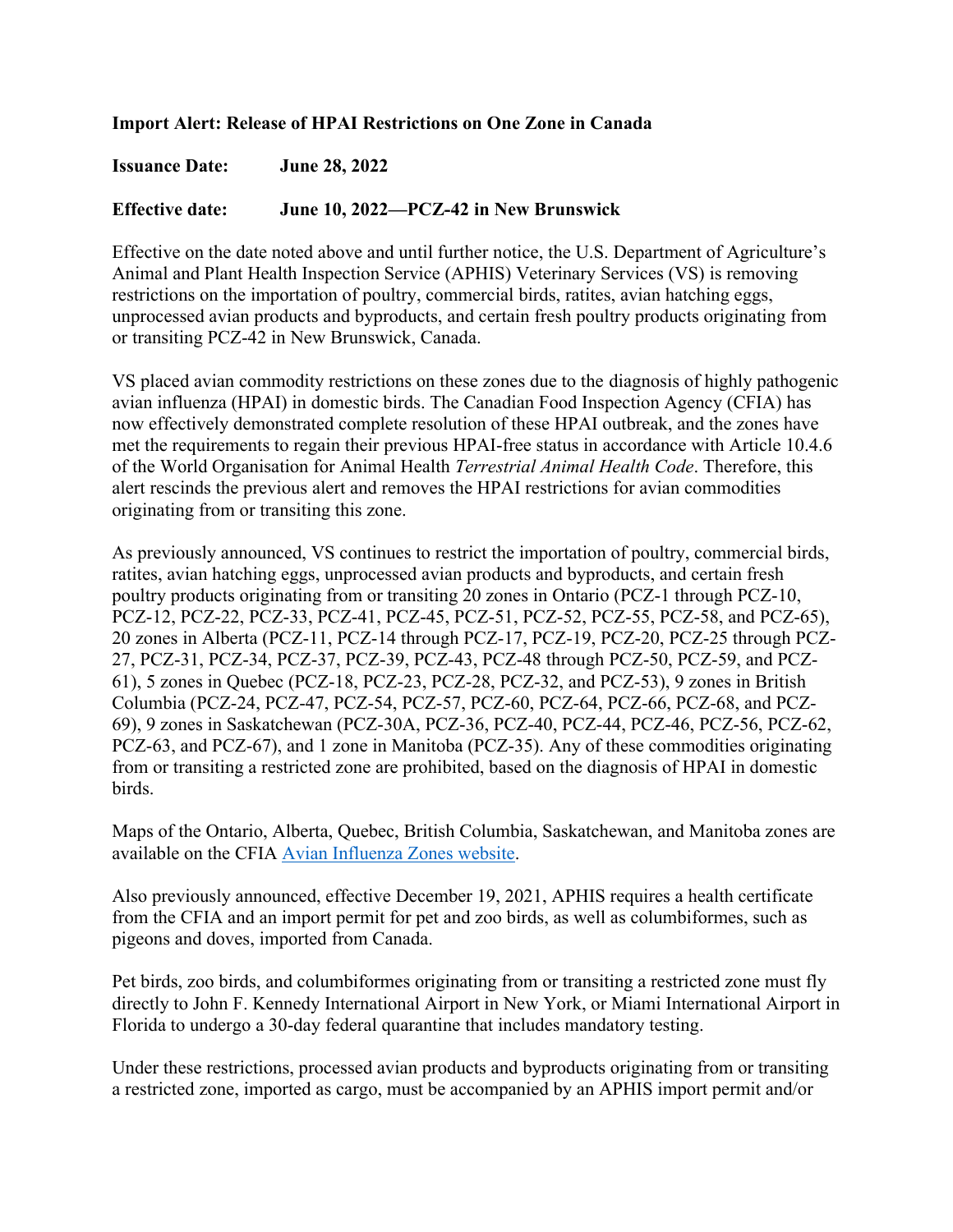**Import Alert: Release of HPAI Restrictions on One Zone in Canada**

**Issuance Date: June 28, 2022**

**Effective date: June 10, 2022—PCZ-42 in New Brunswick**

Effective on the date noted above and until further notice, the U.S. Department of Agriculture's Animal and Plant Health Inspection Service (APHIS) Veterinary Services (VS) is removing restrictions on the importation of poultry, commercial birds, ratites, avian hatching eggs, unprocessed avian products and byproducts, and certain fresh poultry products originating from or transiting PCZ-42 in New Brunswick, Canada.

VS placed avian commodity restrictions on these zones due to the diagnosis of highly pathogenic avian influenza (HPAI) in domestic birds. The Canadian Food Inspection Agency (CFIA) has now effectively demonstrated complete resolution of these HPAI outbreak, and the zones have met the requirements to regain their previous HPAI-free status in accordance with Article 10.4.6 of the World Organisation for Animal Health *Terrestrial Animal Health Code*. Therefore, this alert rescinds the previous alert and removes the HPAI restrictions for avian commodities originating from or transiting this zone.

As previously announced, VS continues to restrict the importation of poultry, commercial birds, ratites, avian hatching eggs, unprocessed avian products and byproducts, and certain fresh poultry products originating from or transiting 20 zones in Ontario (PCZ-1 through PCZ-10, PCZ-12, PCZ-22, PCZ-33, PCZ-41, PCZ-45, PCZ-51, PCZ-52, PCZ-55, PCZ-58, and PCZ-65), 20 zones in Alberta (PCZ-11, PCZ-14 through PCZ-17, PCZ-19, PCZ-20, PCZ-25 through PCZ-27, PCZ-31, PCZ-34, PCZ-37, PCZ-39, PCZ-43, PCZ-48 through PCZ-50, PCZ-59, and PCZ-61), 5 zones in Quebec (PCZ-18, PCZ-23, PCZ-28, PCZ-32, and PCZ-53), 9 zones in British Columbia (PCZ-24, PCZ-47, PCZ-54, PCZ-57, PCZ-60, PCZ-64, PCZ-66, PCZ-68, and PCZ-69), 9 zones in Saskatchewan (PCZ-30A, PCZ-36, PCZ-40, PCZ-44, PCZ-46, PCZ-56, PCZ-62, PCZ-63, and PCZ-67), and 1 zone in Manitoba (PCZ-35). Any of these commodities originating from or transiting a restricted zone are prohibited, based on the diagnosis of HPAI in domestic birds.

Maps of the Ontario, Alberta, Quebec, British Columbia, Saskatchewan, and Manitoba zones are available on the CFIA Avian Influenza Zones website.

Also previously announced, effective December 19, 2021, APHIS requires a health certificate from the CFIA and an import permit for pet and zoo birds, as well as columbiformes, such as pigeons and doves, imported from Canada.

Pet birds, zoo birds, and columbiformes originating from or transiting a restricted zone must fly directly to John F. Kennedy International Airport in New York, or Miami International Airport in Florida to undergo a 30-day federal quarantine that includes mandatory testing.

Under these restrictions, processed avian products and byproducts originating from or transiting a restricted zone, imported as cargo, must be accompanied by an APHIS import permit and/or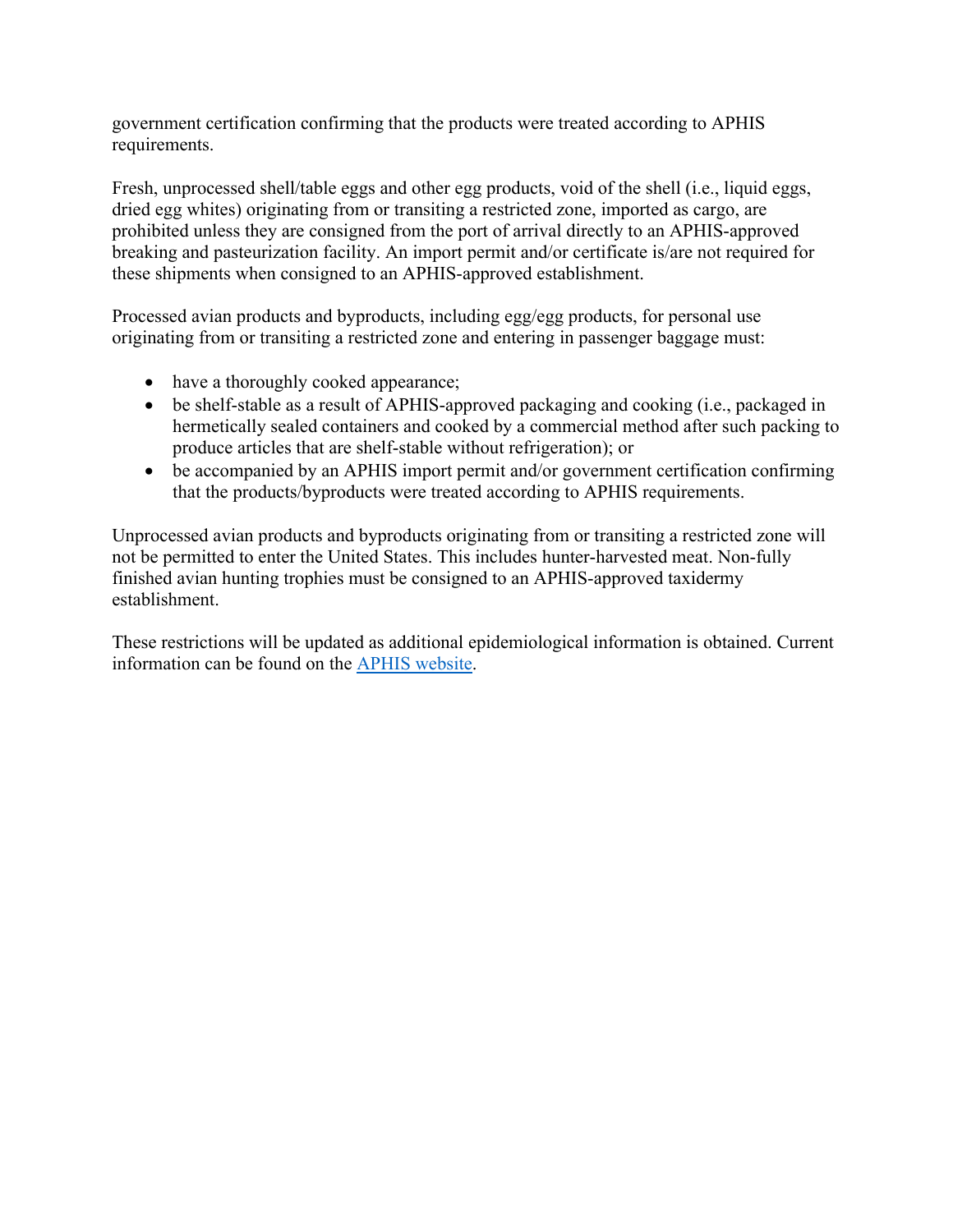government certification confirming that the products were treated according to APHIS requirements.

Fresh, unprocessed shell/table eggs and other egg products, void of the shell (i.e., liquid eggs, dried egg whites) originating from or transiting a restricted zone, imported as cargo, are prohibited unless they are consigned from the port of arrival directly to an APHIS-approved breaking and pasteurization facility. An import permit and/or certificate is/are not required for these shipments when consigned to an APHIS-approved establishment.

Processed avian products and byproducts, including egg/egg products, for personal use originating from or transiting a restricted zone and entering in passenger baggage must:

- have a thoroughly cooked appearance;
- be shelf-stable as a result of APHIS-approved packaging and cooking (i.e., packaged in hermetically sealed containers and cooked by a commercial method after such packing to produce articles that are shelf-stable without refrigeration); or
- be accompanied by an APHIS import permit and/or government certification confirming that the products/byproducts were treated according to APHIS requirements.

Unprocessed avian products and byproducts originating from or transiting a restricted zone will not be permitted to enter the United States. This includes hunter-harvested meat. Non-fully finished avian hunting trophies must be consigned to an APHIS-approved taxidermy establishment.

These restrictions will be updated as additional epidemiological information is obtained. Current information can be found on the [APHIS website](#).